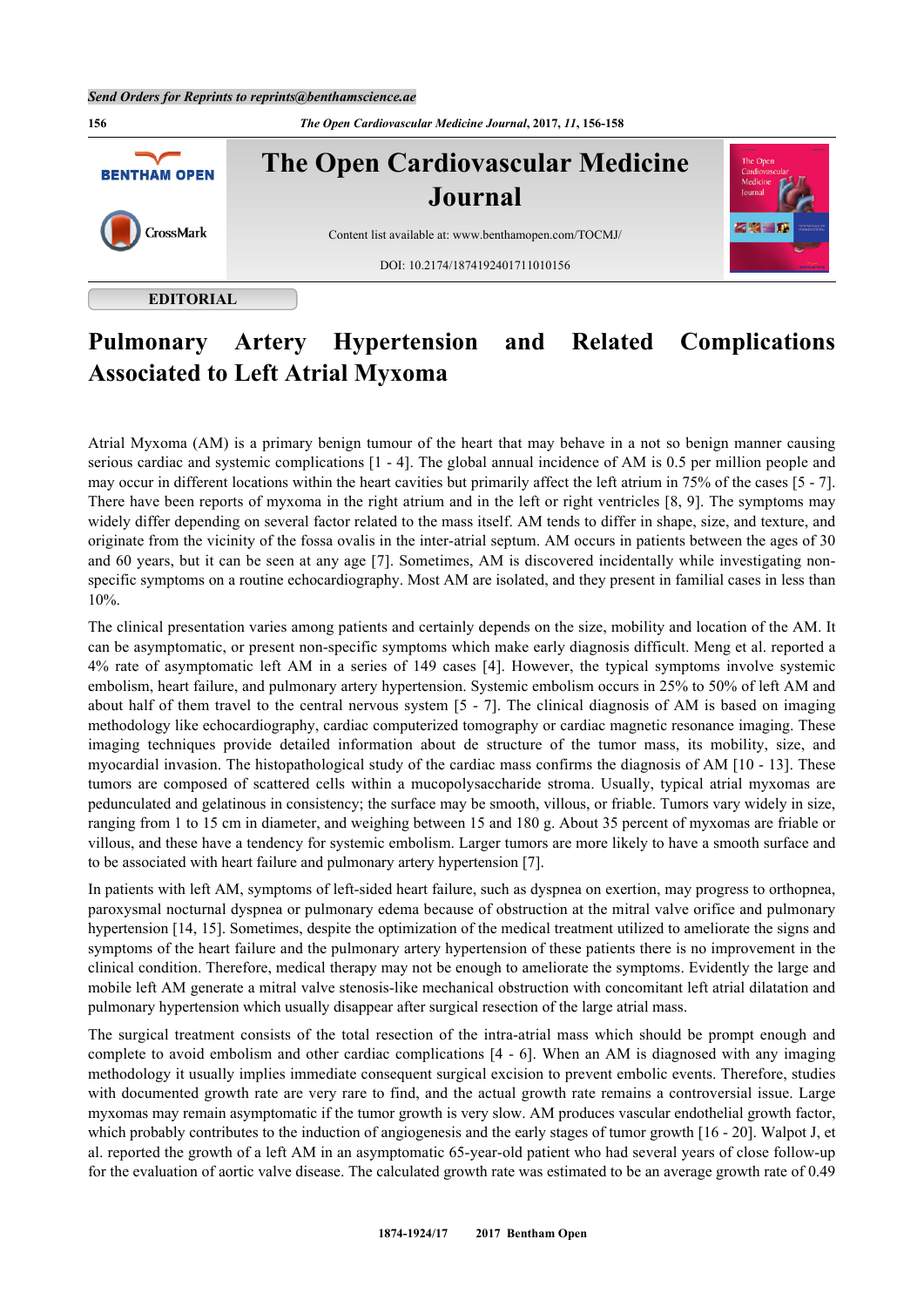**EDITORIAL**

# Pulmonary Artery Hypertension and Related Complications Associated to Left Atrial Myxoma

Atrial Myxoma (AM) is a primary benign tumour of the heart that may behave in a not so benign manner causing serious cardiac and systemic complications [1 - 4]. The global annual incidence of AM is 0.5 per million people and may occur in different locations within the heart cavities but primarily affect the left atrium in 75% of the cases [5 - 7]. There have been reports of myxoma in the right atrium and in the left or right ventricles [8, 9]. The symptoms may widely differ depending on several factor related to the mass itself. AM tends to differ in shape, size, and texture, and originate from the vicinity of the fossa ovalis in the inter-atrial septum. AM occurs in patients between the ages of 30 and 60 years, but it can be seen at any age [7]. Sometimes, AM is discovered incidentally while investigating non-specific symptoms on a routine echocardiography. Most AM are isolated, and they present in familial cases in less than 10%.

The clinical presentation varies among patients and certainly depends on the size, mobility and location of the AM. It can be asymptomatic, or present non-specific symptoms which make early diagnosis difficult. Meng et al. reported a 4% rate of asymptomatic left AM in a series of 149 cases [4]. However, the typical symptoms involve systemic embolism, heart failure, and pulmonary artery hypertension. Systemic embolism occurs in 25% to 50% of left AM and about half of them travel to the central nervous system [5 - 7]. The clinical diagnosis of AM is based on imaging methodology like echocardiography, cardiac computerized tomography or cardiac magnetic resonance imaging. These imaging techniques provide detailed information about de structure of the tumor mass, its mobility, size, and myocardial invasion. The histopathological study of the cardiac mass confirms the diagnosis of AM [10 - 13]. These tumors are composed of scattered cells within a mucopolysaccharide stroma. Usually, typical atrial myxomas are pedunculated and gelatinous in consistency; the surface may be smooth, villous, or friable. Tumors vary widely in size, ranging from 1 to 15 cm in diameter, and weighing between 15 and 180 g. About 35 percent of myxomas are friable or villous, and these have a tendency for systemic embolism. Larger tumors are more likely to have a smooth surface and to be associated with heart failure and pulmonary artery hypertension [7].

In patients with left AM, symptoms of left-sided heart failure, such as dyspnea on exertion, may progress to orthopnea, paroxysmal nocturnal dyspnea or pulmonary edema because of obstruction at the mitral valve orifice and pulmonary hypertension [14, 15]. Sometimes, despite the optimization of the medical treatment utilized to ameliorate the signs and symptoms of the heart failure and the pulmonary artery hypertension of these patients there is no improvement in the clinical condition. Therefore, medical therapy may not be enough to ameliorate the symptoms. Evidently the large and mobile left AM generate a mitral valve stenosis-like mechanical obstruction with concomitant left atrial dilatation and pulmonary hypertension which usually disappear after surgical resection of the large atrial mass.

The surgical treatment consists of the total resection of the intra-atrial mass which should be prompt enough and complete to avoid embolism and other cardiac complications [4 - 6]. When an AM is diagnosed with any imaging methodology it usually implies immediate consequent surgical excision to prevent embolic events. Therefore, studies with documented growth rate are very rare to find, and the actual growth rate remains a controversial issue. Large myxomas may remain asymptomatic if the tumor growth is very slow. AM produces vascular endothelial growth factor, which probably contributes to the induction of angiogenesis and the early stages of tumor growth [16 - 20]. Walpot J, et al. reported the growth of a left AM in an asymptomatic 65-year-old patient who had several years of close follow-up for the evaluation of aortic valve disease. The calculated growth rate was estimated to be an average growth rate of 0.49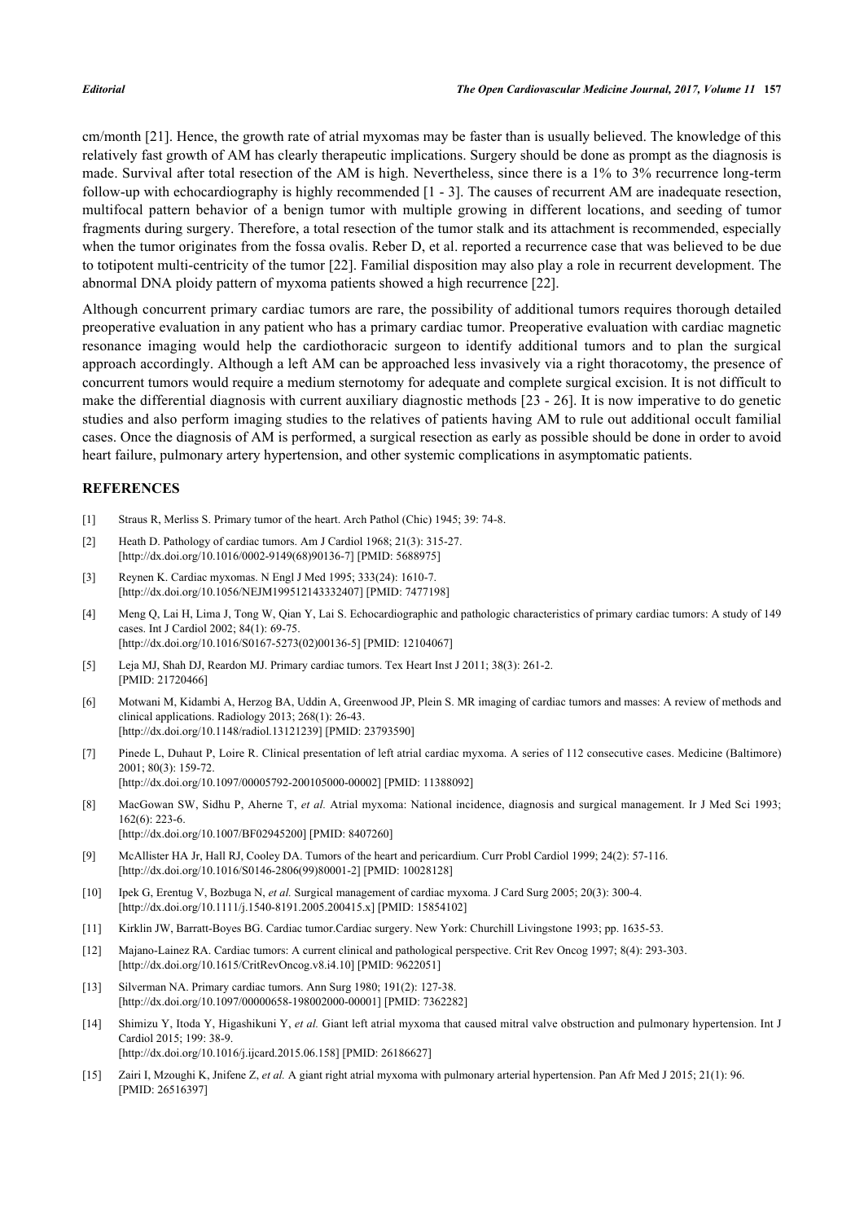cm/month [21]. Hence, the growth rate of atrial myxomas may be faster than is usually believed. The knowledge of this relatively fast growth of AM has clearly therapeutic implications. Surgery should be done as prompt as the diagnosis is made. Survival after total resection of the AM is high. Nevertheless, since there is a 1% to 3% recurrence long-term follow-up with echocardiography is highly recommended [1 - 3]. The causes of recurrent AM are inadequate resection, multifocal pattern behavior of a benign tumor with multiple growing in different locations, and seeding of tumor fragments during surgery. Therefore, a total resection of the tumor stalk and its attachment is recommended, especially when the tumor originates from the fossa ovalis. Reber D, et al. reported a recurrence case that was believed to be due to totipotent multi-centricity of the tumor [22]. Familial disposition may also play a role in recurrent development. The abnormal DNA ploidy pattern of myxoma patients showed a high recurrence [22].

Although concurrent primary cardiac tumors are rare, the possibility of additional tumors requires thorough detailed preoperative evaluation in any patient who has a primary cardiac tumor. Preoperative evaluation with cardiac magnetic resonance imaging would help the cardiothoracic surgeon to identify additional tumors and to plan the surgical approach accordingly. Although a left AM can be approached less invasively via a right thoracotomy, the presence of concurrent tumors would require a medium sternotomy for adequate and complete surgical excision. It is not difficult to make the differential diagnosis with current auxiliary diagnostic methods [23 - 26]. It is now imperative to do genetic studies and also perform imaging studies to the relatives of patients having AM to rule out additional occult familial cases. Once the diagnosis of AM is performed, a surgical resection as early as possible should be done in order to avoid heart failure, pulmonary artery hypertension, and other systemic complications in asymptomatic patients.

## REFERENCES

[1] Straus R, Merliss S. Primary tumor of the heart. Arch Pathol (Chic) 1945; 39: 74-8.

[2] Heath D. Pathology of cardiac tumors. Am J Cardiol 1968; 21(3): 315-27. [http://dx.doi.org/10.1016/0002-9149(68)90136-7] [PMID: 5688975]

[3] Reynen K. Cardiac myxomas. N Engl J Med 1995; 333(24): 1610-7. [http://dx.doi.org/10.1056/NEJM199512143332407] [PMID: 7477198]

[4] Meng Q, Lai H, Lima J, Tong W, Qian Y, Lai S. Echocardiographic and pathologic characteristics of primary cardiac tumors: A study of 149 cases. Int J Cardiol 2002; 84(1): 69-75. [http://dx.doi.org/10.1016/S0167-5273(02)00136-5] [PMID: 12104067]

[5] Leja MJ, Shah DJ, Reardon MJ. Primary cardiac tumors. Tex Heart Inst J 2011; 38(3): 261-2. [PMID: 21720466]

[6] Motwani M, Kidambi A, Herzog BA, Uddin A, Greenwood JP, Plein S. MR imaging of cardiac tumors and masses: A review of methods and clinical applications. Radiology 2013; 268(1): 26-43. [http://dx.doi.org/10.1148/radiol.13121239] [PMID: 23793590]

[7] Pinede L, Duhaut P, Loire R. Clinical presentation of left atrial cardiac myxoma. A series of 112 consecutive cases. Medicine (Baltimore) 2001; 80(3): 159-72. [http://dx.doi.org/10.1097/00005792-200105000-00002] [PMID: 11388092]

[8] MacGowan SW, Sidhu P, Aherne T, *et al.* Atrial myxoma: National incidence, diagnosis and surgical management. Ir J Med Sci 1993; 162(6): 223-6. [http://dx.doi.org/10.1007/BF02945200] [PMID: 8407260]

[9] McAllister HA Jr, Hall RJ, Cooley DA. Tumors of the heart and pericardium. Curr Probl Cardiol 1999; 24(2): 57-116. [http://dx.doi.org/10.1016/S0146-2806(99)80001-2] [PMID: 10028128]

[10] Ipek G, Erentug V, Bozbuga N, *et al.* Surgical management of cardiac myxoma. J Card Surg 2005; 20(3): 300-4. [http://dx.doi.org/10.1111/j.1540-8191.2005.200415.x] [PMID: 15854102]

[11] Kirklin JW, Barratt-Boyes BG. Cardiac tumor.Cardiac surgery. New York: Churchill Livingstone 1993; pp. 1635-53.

[12] Majano-Lainez RA. Cardiac tumors: A current clinical and pathological perspective. Crit Rev Oncog 1997; 8(4): 293-303. [http://dx.doi.org/10.1615/CritRevOncog.v8.i4.10] [PMID: 9622051]

[13] Silverman NA. Primary cardiac tumors. Ann Surg 1980; 191(2): 127-38. [http://dx.doi.org/10.1097/00000658-198002000-00001] [PMID: 7362282]

[14] Shimizu Y, Itoda Y, Higashikuni Y, *et al.* Giant left atrial myxoma that caused mitral valve obstruction and pulmonary hypertension. Int J Cardiol 2015; 199: 38-9. [http://dx.doi.org/10.1016/j.ijcard.2015.06.158] [PMID: 26186627]

[15] Zairi I, Mzoughi K, Jnifene Z, *et al.* A giant right atrial myxoma with pulmonary arterial hypertension. Pan Afr Med J 2015; 21(1): 96. [PMID: 26516397]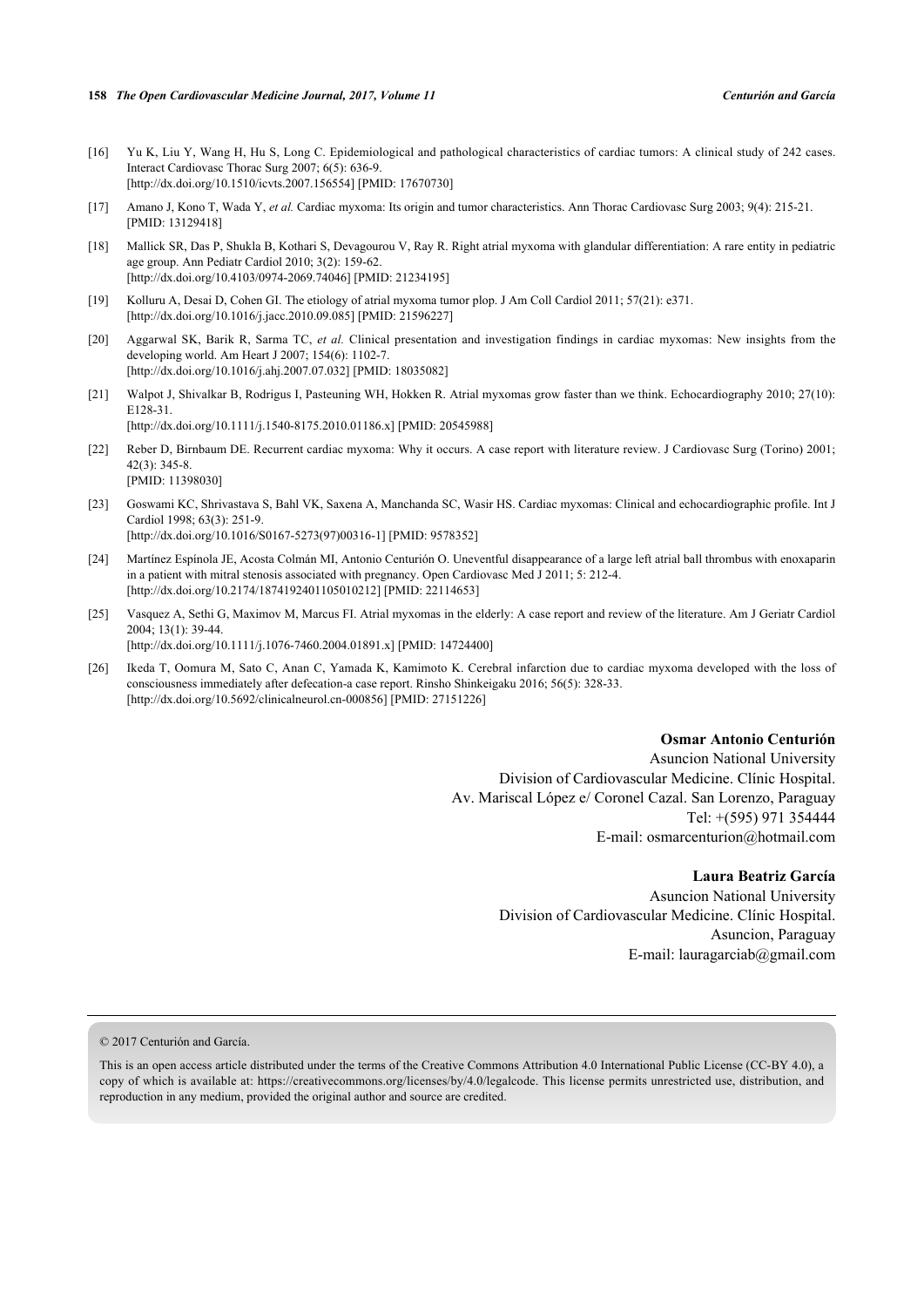[16] Yu K, Liu Y, Wang H, Hu S, Long C. Epidemiological and pathological characteristics of cardiac tumors: A clinical study of 242 cases. Interact Cardiovasc Thorac Surg 2007; 6(5): 636-9.
[http://dx.doi.org/10.1510/icvts.2007.156554] [PMID: 17670730]

[17] Amano J, Kono T, Wada Y, *et al.* Cardiac myxoma: Its origin and tumor characteristics. Ann Thorac Cardiovasc Surg 2003; 9(4): 215-21.
[PMID: 13129418]

[18] Mallick SR, Das P, Shukla B, Kothari S, Devagourou V, Ray R. Right atrial myxoma with glandular differentiation: A rare entity in pediatric age group. Ann Pediatr Cardiol 2010; 3(2): 159-62.
[http://dx.doi.org/10.4103/0974-2069.74046] [PMID: 21234195]

[19] Kolluru A, Desai D, Cohen GI. The etiology of atrial myxoma tumor plop. J Am Coll Cardiol 2011; 57(21): e371.
[http://dx.doi.org/10.1016/j.jacc.2010.09.085] [PMID: 21596227]

[20] Aggarwal SK, Barik R, Sarma TC, *et al.* Clinical presentation and investigation findings in cardiac myxomas: New insights from the developing world. Am Heart J 2007; 154(6): 1102-7.
[http://dx.doi.org/10.1016/j.ahj.2007.07.032] [PMID: 18035082]

[21] Walpot J, Shivalkar B, Rodrigus I, Pasteuning WH, Hokken R. Atrial myxomas grow faster than we think. Echocardiography 2010; 27(10): E128-31.
[http://dx.doi.org/10.1111/j.1540-8175.2010.01186.x] [PMID: 20545988]

[22] Reber D, Birnbaum DE. Recurrent cardiac myxoma: Why it occurs. A case report with literature review. J Cardiovasc Surg (Torino) 2001; 42(3): 345-8.
[PMID: 11398030]

[23] Goswami KC, Shrivastava S, Bahl VK, Saxena A, Manchanda SC, Wasir HS. Cardiac myxomas: Clinical and echocardiographic profile. Int J Cardiol 1998; 63(3): 251-9.
[http://dx.doi.org/10.1016/S0167-5273(97)00316-1] [PMID: 9578352]

[24] Martínez Espínola JE, Acosta Colmán MI, Antonio Centurión O. Uneventful disappearance of a large left atrial ball thrombus with enoxaparin in a patient with mitral stenosis associated with pregnancy. Open Cardiovasc Med J 2011; 5: 212-4.
[http://dx.doi.org/10.2174/1874192401105010212] [PMID: 22114653]

[25] Vasquez A, Sethi G, Maximov M, Marcus FI. Atrial myxomas in the elderly: A case report and review of the literature. Am J Geriatr Cardiol 2004; 13(1): 39-44.
[http://dx.doi.org/10.1111/j.1076-7460.2004.01891.x] [PMID: 14724400]

[26] Ikeda T, Oomura M, Sato C, Anan C, Yamada K, Kamimoto K. Cerebral infarction due to cardiac myxoma developed with the loss of consciousness immediately after defecation-a case report. Rinsho Shinkeigaku 2016; 56(5): 328-33.
[http://dx.doi.org/10.5692/clinicalneurol.cn-000856] [PMID: 27151226]

**Osmar Antonio Centurión**
Asuncion National University
Division of Cardiovascular Medicine. Clínic Hospital.
Av. Mariscal López e/ Coronel Cazal. San Lorenzo, Paraguay
Tel: +(595) 971 354444
E-mail: osmarcenturion@hotmail.com

**Laura Beatriz García**
Asuncion National University
Division of Cardiovascular Medicine. Clínic Hospital.
Asuncion, Paraguay
E-mail: lauragarciab@gmail.com

© 2017 Centurión and García.

This is an open access article distributed under the terms of the Creative Commons Attribution 4.0 International Public License (CC-BY 4.0), a copy of which is available at: https://creativecommons.org/licenses/by/4.0/legalcode. This license permits unrestricted use, distribution, and reproduction in any medium, provided the original author and source are credited.